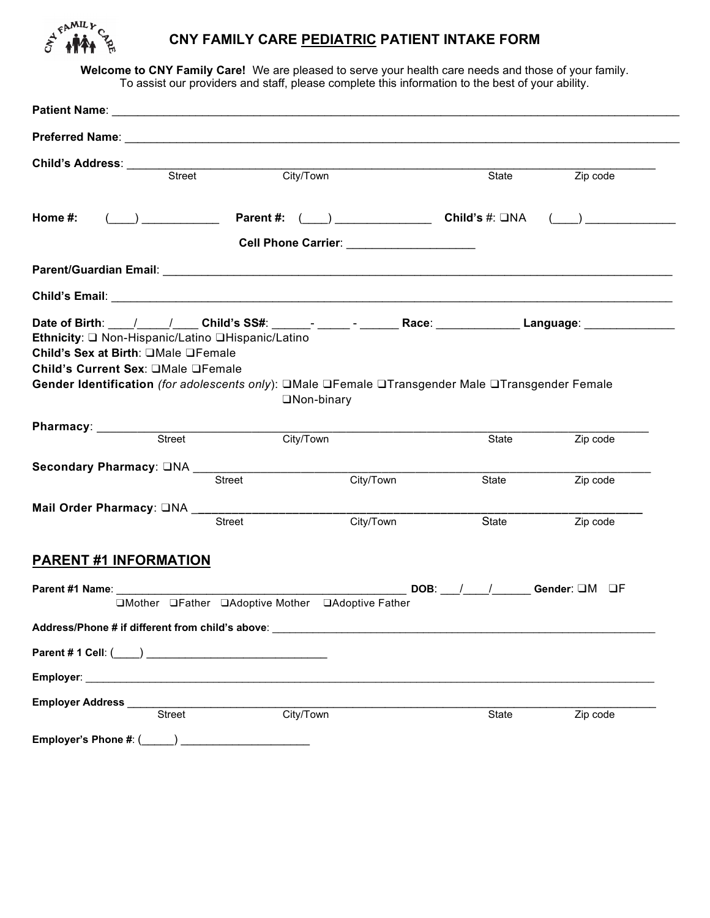# CNY FAMILY CARE PEDIATRIC PATIENT INTAKE FORM

**Welcome to CNY Family Care!** We are pleased to serve your health care needs and those of your family.
To assist our providers and staff, please complete this information to the best of your ability.

**Patient Name**: ______________________________________________________________________________

**Preferred Name**: ____________________________________________________________________________

**Child's Address**: ____________________________________________________________________________
Street City/Town State Zip code

**Home #:** (____) ____________ **Parent #:** (____) ______________ **Child's #**: ❑NA (____) ______________

**Cell Phone Carrier**: ____________________

**Parent/Guardian Email**: __________________________________________________________________

**Child's Email**: _________________________________________________________________________

**Date of Birth**: ____/_____/____ **Child's SS#**: ______- _____ - ______ **Race**: _____________ **Language**: ______________

**Ethnicity**: ❑ Non-Hispanic/Latino ❑Hispanic/Latino

**Child's Sex at Birth**: ❑Male ❑Female

**Child's Current Sex**: ❑Male ❑Female

**Gender Identification** *(for adolescents only)*: ❑Male ❑Female ❑Transgender Male ❑Transgender Female ❑Non-binary

**Pharmacy**: __________________________________________________________________________
Street City/Town State Zip code

**Secondary Pharmacy**: ❑NA ______________________________________________________________
Street City/Town State Zip code

**Mail Order Pharmacy**: ❑NA ______________________________________________________________
Street City/Town State Zip code

## PARENT #1 INFORMATION

**Parent #1 Name**: ______________________________________________ **DOB**: ___/____/______ **Gender**: ❑M ❑F
❑Mother ❑Father ❑Adoptive Mother ❑Adoptive Father

**Address/Phone # if different from child's above**: ______________________________________________

**Parent # 1 Cell**: (____) ______________________________

**Employer**: _________________________________________________________________________

**Employer Address** ______________________________________________________________________
Street City/Town State Zip code

**Employer's Phone #**: (______) _____________________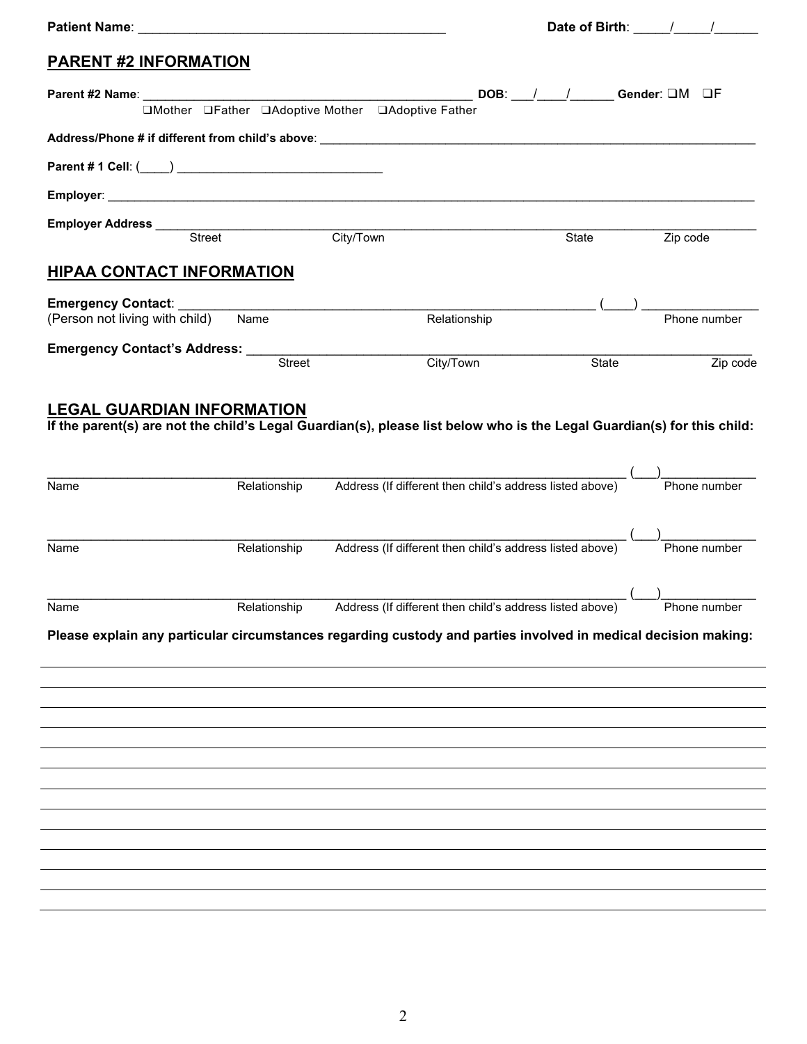**Patient Name**: \_\_\_\_\_\_\_\_\_\_\_\_\_\_\_\_\_\_\_\_\_\_\_\_\_\_\_\_\_\_\_\_\_\_\_\_\_\_\_\_\_\_ **Date of Birth**: \_\_\_\_\_/\_\_\_\_\_/\_\_\_\_\_\_

## PARENT #2 INFORMATION

**Parent #2 Name**: \_\_\_\_\_\_\_\_\_\_\_\_\_\_\_\_\_\_\_\_\_\_\_\_\_\_\_\_\_\_\_\_\_\_\_\_\_\_\_\_\_\_\_\_\_\_\_\_ **DOB**: \_\_\_/\_\_\_\_/\_\_\_\_\_\_ **Gender**: ❑M ❑F

❑Mother ❑Father ❑Adoptive Mother ❑Adoptive Father

**Address/Phone # if different from child's above**: \_\_\_\_\_\_\_\_\_\_\_\_\_\_\_\_\_\_\_\_\_\_\_\_\_\_\_\_\_\_\_\_\_\_\_\_\_\_\_\_\_\_\_\_\_\_\_\_\_\_\_\_\_\_\_\_\_\_\_\_\_\_\_\_\_\_

**Parent # 1 Cell**: (\_\_\_\_) \_\_\_\_\_\_\_\_\_\_\_\_\_\_\_\_\_\_\_\_\_\_\_\_\_\_\_\_\_\_

**Employer**: \_\_\_\_\_\_\_\_\_\_\_\_\_\_\_\_\_\_\_\_\_\_\_\_\_\_\_\_\_\_\_\_\_\_\_\_\_\_\_\_\_\_\_\_\_\_\_\_\_\_\_\_\_\_\_\_\_\_\_\_\_\_\_\_\_\_\_\_\_\_\_\_\_\_\_\_\_\_\_\_\_\_\_\_\_\_\_\_\_\_\_\_\_\_\_\_\_\_\_\_\_

**Employer Address** \_\_\_\_\_\_\_\_\_\_\_\_\_\_\_\_\_\_\_\_\_\_\_\_\_\_\_\_\_\_\_\_\_\_\_\_\_\_\_\_\_\_\_\_\_\_\_\_\_\_\_\_\_\_\_\_\_\_\_\_\_\_\_\_\_\_\_\_\_\_\_\_\_\_\_\_\_\_\_\_\_\_\_\_\_\_\_\_\_\_\_\_

Street City/Town State Zip code

## HIPAA CONTACT INFORMATION

**Emergency Contact**: \_\_\_\_\_\_\_\_\_\_\_\_\_\_\_\_\_\_\_\_\_\_\_\_\_\_\_\_\_\_\_\_\_\_\_\_\_\_\_\_\_\_\_\_\_\_\_\_\_\_\_\_\_\_\_\_\_\_\_\_ (\_\_\_\_) \_\_\_\_\_\_\_\_\_\_\_\_\_\_\_\_\_

(Person not living with child) Name Relationship Phone number

**Emergency Contact's Address:** \_\_\_\_\_\_\_\_\_\_\_\_\_\_\_\_\_\_\_\_\_\_\_\_\_\_\_\_\_\_\_\_\_\_\_\_\_\_\_\_\_\_\_\_\_\_\_\_\_\_\_\_\_\_\_\_\_\_\_\_\_\_\_\_\_\_\_\_\_\_\_\_\_\_\_\_

Street City/Town State Zip code

## LEGAL GUARDIAN INFORMATION

**If the parent(s) are not the child's Legal Guardian(s), please list below who is the Legal Guardian(s) for this child:**

\_\_\_\_\_\_\_\_\_\_\_\_\_\_\_\_\_\_\_\_\_\_\_\_\_\_\_\_\_\_\_\_\_\_\_\_\_\_\_\_\_\_\_\_\_\_\_\_\_\_\_\_\_\_\_\_\_\_\_\_\_\_\_\_\_\_\_\_\_\_\_\_\_\_\_\_\_\_\_\_\_\_\_\_\_\_ (\_\_\_)\_\_\_\_\_\_\_\_\_\_\_\_\_\_

Name Relationship Address (If different then child's address listed above) Phone number

\_\_\_\_\_\_\_\_\_\_\_\_\_\_\_\_\_\_\_\_\_\_\_\_\_\_\_\_\_\_\_\_\_\_\_\_\_\_\_\_\_\_\_\_\_\_\_\_\_\_\_\_\_\_\_\_\_\_\_\_\_\_\_\_\_\_\_\_\_\_\_\_\_\_\_\_\_\_\_\_\_\_\_\_\_\_ (\_\_\_)\_\_\_\_\_\_\_\_\_\_\_\_\_\_

Name Relationship Address (If different then child's address listed above) Phone number

\_\_\_\_\_\_\_\_\_\_\_\_\_\_\_\_\_\_\_\_\_\_\_\_\_\_\_\_\_\_\_\_\_\_\_\_\_\_\_\_\_\_\_\_\_\_\_\_\_\_\_\_\_\_\_\_\_\_\_\_\_\_\_\_\_\_\_\_\_\_\_\_\_\_\_\_\_\_\_\_\_\_\_\_\_\_ (\_\_\_)\_\_\_\_\_\_\_\_\_\_\_\_\_\_

Name Relationship Address (If different then child's address listed above) Phone number

**Please explain any particular circumstances regarding custody and parties involved in medical decision making:**

\_\_\_\_\_\_\_\_\_\_\_\_\_\_\_\_\_\_\_\_\_\_\_\_\_\_\_\_\_\_\_\_\_\_\_\_\_\_\_\_\_\_\_\_\_\_\_\_\_\_\_\_\_\_\_\_\_\_\_\_\_\_\_\_\_\_\_\_\_\_\_\_\_\_\_\_\_\_\_\_\_\_\_\_\_\_\_\_\_\_\_\_\_\_\_\_\_\_\_\_\_\_\_\_\_\_

\_\_\_\_\_\_\_\_\_\_\_\_\_\_\_\_\_\_\_\_\_\_\_\_\_\_\_\_\_\_\_\_\_\_\_\_\_\_\_\_\_\_\_\_\_\_\_\_\_\_\_\_\_\_\_\_\_\_\_\_\_\_\_\_\_\_\_\_\_\_\_\_\_\_\_\_\_\_\_\_\_\_\_\_\_\_\_\_\_\_\_\_\_\_\_\_\_\_\_\_\_\_\_\_\_\_

\_\_\_\_\_\_\_\_\_\_\_\_\_\_\_\_\_\_\_\_\_\_\_\_\_\_\_\_\_\_\_\_\_\_\_\_\_\_\_\_\_\_\_\_\_\_\_\_\_\_\_\_\_\_\_\_\_\_\_\_\_\_\_\_\_\_\_\_\_\_\_\_\_\_\_\_\_\_\_\_\_\_\_\_\_\_\_\_\_\_\_\_\_\_\_\_\_\_\_\_\_\_\_\_\_\_

\_\_\_\_\_\_\_\_\_\_\_\_\_\_\_\_\_\_\_\_\_\_\_\_\_\_\_\_\_\_\_\_\_\_\_\_\_\_\_\_\_\_\_\_\_\_\_\_\_\_\_\_\_\_\_\_\_\_\_\_\_\_\_\_\_\_\_\_\_\_\_\_\_\_\_\_\_\_\_\_\_\_\_\_\_\_\_\_\_\_\_\_\_\_\_\_\_\_\_\_\_\_\_\_\_\_

\_\_\_\_\_\_\_\_\_\_\_\_\_\_\_\_\_\_\_\_\_\_\_\_\_\_\_\_\_\_\_\_\_\_\_\_\_\_\_\_\_\_\_\_\_\_\_\_\_\_\_\_\_\_\_\_\_\_\_\_\_\_\_\_\_\_\_\_\_\_\_\_\_\_\_\_\_\_\_\_\_\_\_\_\_\_\_\_\_\_\_\_\_\_\_\_\_\_\_\_\_\_\_\_\_\_

\_\_\_\_\_\_\_\_\_\_\_\_\_\_\_\_\_\_\_\_\_\_\_\_\_\_\_\_\_\_\_\_\_\_\_\_\_\_\_\_\_\_\_\_\_\_\_\_\_\_\_\_\_\_\_\_\_\_\_\_\_\_\_\_\_\_\_\_\_\_\_\_\_\_\_\_\_\_\_\_\_\_\_\_\_\_\_\_\_\_\_\_\_\_\_\_\_\_\_\_\_\_\_\_\_\_

\_\_\_\_\_\_\_\_\_\_\_\_\_\_\_\_\_\_\_\_\_\_\_\_\_\_\_\_\_\_\_\_\_\_\_\_\_\_\_\_\_\_\_\_\_\_\_\_\_\_\_\_\_\_\_\_\_\_\_\_\_\_\_\_\_\_\_\_\_\_\_\_\_\_\_\_\_\_\_\_\_\_\_\_\_\_\_\_\_\_\_\_\_\_\_\_\_\_\_\_\_\_\_\_\_\_

\_\_\_\_\_\_\_\_\_\_\_\_\_\_\_\_\_\_\_\_\_\_\_\_\_\_\_\_\_\_\_\_\_\_\_\_\_\_\_\_\_\_\_\_\_\_\_\_\_\_\_\_\_\_\_\_\_\_\_\_\_\_\_\_\_\_\_\_\_\_\_\_\_\_\_\_\_\_\_\_\_\_\_\_\_\_\_\_\_\_\_\_\_\_\_\_\_\_\_\_\_\_\_\_\_\_

\_\_\_\_\_\_\_\_\_\_\_\_\_\_\_\_\_\_\_\_\_\_\_\_\_\_\_\_\_\_\_\_\_\_\_\_\_\_\_\_\_\_\_\_\_\_\_\_\_\_\_\_\_\_\_\_\_\_\_\_\_\_\_\_\_\_\_\_\_\_\_\_\_\_\_\_\_\_\_\_\_\_\_\_\_\_\_\_\_\_\_\_\_\_\_\_\_\_\_\_\_\_\_\_\_\_

\_\_\_\_\_\_\_\_\_\_\_\_\_\_\_\_\_\_\_\_\_\_\_\_\_\_\_\_\_\_\_\_\_\_\_\_\_\_\_\_\_\_\_\_\_\_\_\_\_\_\_\_\_\_\_\_\_\_\_\_\_\_\_\_\_\_\_\_\_\_\_\_\_\_\_\_\_\_\_\_\_\_\_\_\_\_\_\_\_\_\_\_\_\_\_\_\_\_\_\_\_\_\_\_\_\_

\_\_\_\_\_\_\_\_\_\_\_\_\_\_\_\_\_\_\_\_\_\_\_\_\_\_\_\_\_\_\_\_\_\_\_\_\_\_\_\_\_\_\_\_\_\_\_\_\_\_\_\_\_\_\_\_\_\_\_\_\_\_\_\_\_\_\_\_\_\_\_\_\_\_\_\_\_\_\_\_\_\_\_\_\_\_\_\_\_\_\_\_\_\_\_\_\_\_\_\_\_\_\_\_\_\_

\_\_\_\_\_\_\_\_\_\_\_\_\_\_\_\_\_\_\_\_\_\_\_\_\_\_\_\_\_\_\_\_\_\_\_\_\_\_\_\_\_\_\_\_\_\_\_\_\_\_\_\_\_\_\_\_\_\_\_\_\_\_\_\_\_\_\_\_\_\_\_\_\_\_\_\_\_\_\_\_\_\_\_\_\_\_\_\_\_\_\_\_\_\_\_\_\_\_\_\_\_\_\_\_\_\_

\_\_\_\_\_\_\_\_\_\_\_\_\_\_\_\_\_\_\_\_\_\_\_\_\_\_\_\_\_\_\_\_\_\_\_\_\_\_\_\_\_\_\_\_\_\_\_\_\_\_\_\_\_\_\_\_\_\_\_\_\_\_\_\_\_\_\_\_\_\_\_\_\_\_\_\_\_\_\_\_\_\_\_\_\_\_\_\_\_\_\_\_\_\_\_\_\_\_\_\_\_\_\_\_\_\_

\_\_\_\_\_\_\_\_\_\_\_\_\_\_\_\_\_\_\_\_\_\_\_\_\_\_\_\_\_\_\_\_\_\_\_\_\_\_\_\_\_\_\_\_\_\_\_\_\_\_\_\_\_\_\_\_\_\_\_\_\_\_\_\_\_\_\_\_\_\_\_\_\_\_\_\_\_\_\_\_\_\_\_\_\_\_\_\_\_\_\_\_\_\_\_\_\_\_\_\_\_\_\_\_\_\_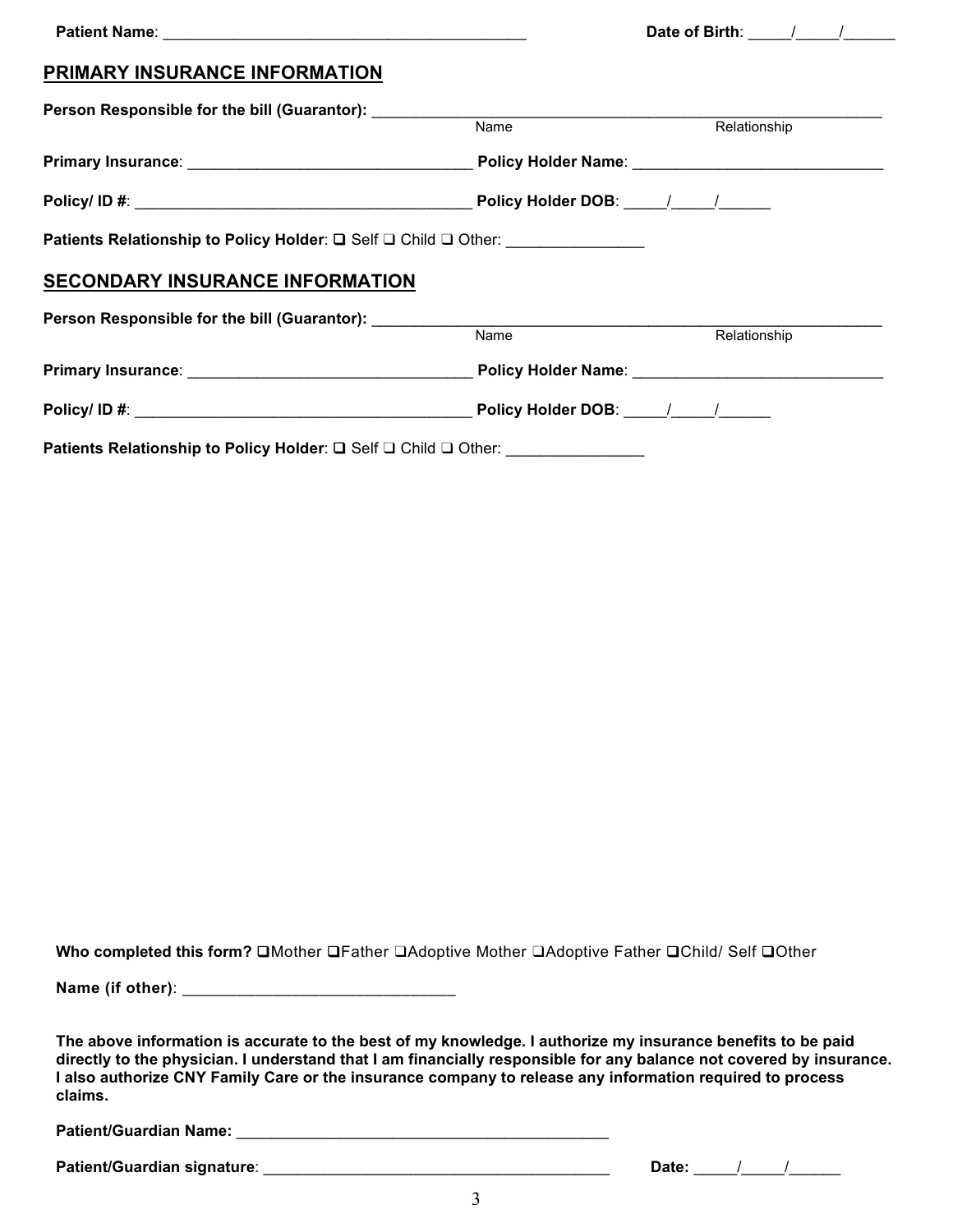**Patient Name**: ___________________________________________ **Date of Birth**: _____/_____/______

## PRIMARY INSURANCE INFORMATION

**Person Responsible for the bill (Guarantor):** ______________________________________________________________
Name Relationship

**Primary Insurance**: _________________________________ **Policy Holder Name**: _____________________________

**Policy/ ID #**: _______________________________________ **Policy Holder DOB**: _____/_____/______

**Patients Relationship to Policy Holder**: ❑ Self ❑ Child ❑ Other: ________________

## SECONDARY INSURANCE INFORMATION

**Person Responsible for the bill (Guarantor):** ______________________________________________________________
Name Relationship

**Primary Insurance**: _________________________________ **Policy Holder Name**: _____________________________

**Policy/ ID #**: _______________________________________ **Policy Holder DOB**: _____/_____/______

**Patients Relationship to Policy Holder**: ❑ Self ❑ Child ❑ Other: ________________

**Who completed this form?** ❑Mother ❑Father ❑Adoptive Mother ❑Adoptive Father ❑Child/ Self ❑Other

**Name (if other)**: ________________________________

**The above information is accurate to the best of my knowledge. I authorize my insurance benefits to be paid directly to the physician. I understand that I am financially responsible for any balance not covered by insurance. I also authorize CNY Family Care or the insurance company to release any information required to process claims.**

**Patient/Guardian Name:** ____________________________________________

**Patient/Guardian signature**: _________________________________________ **Date:** _____/_____/______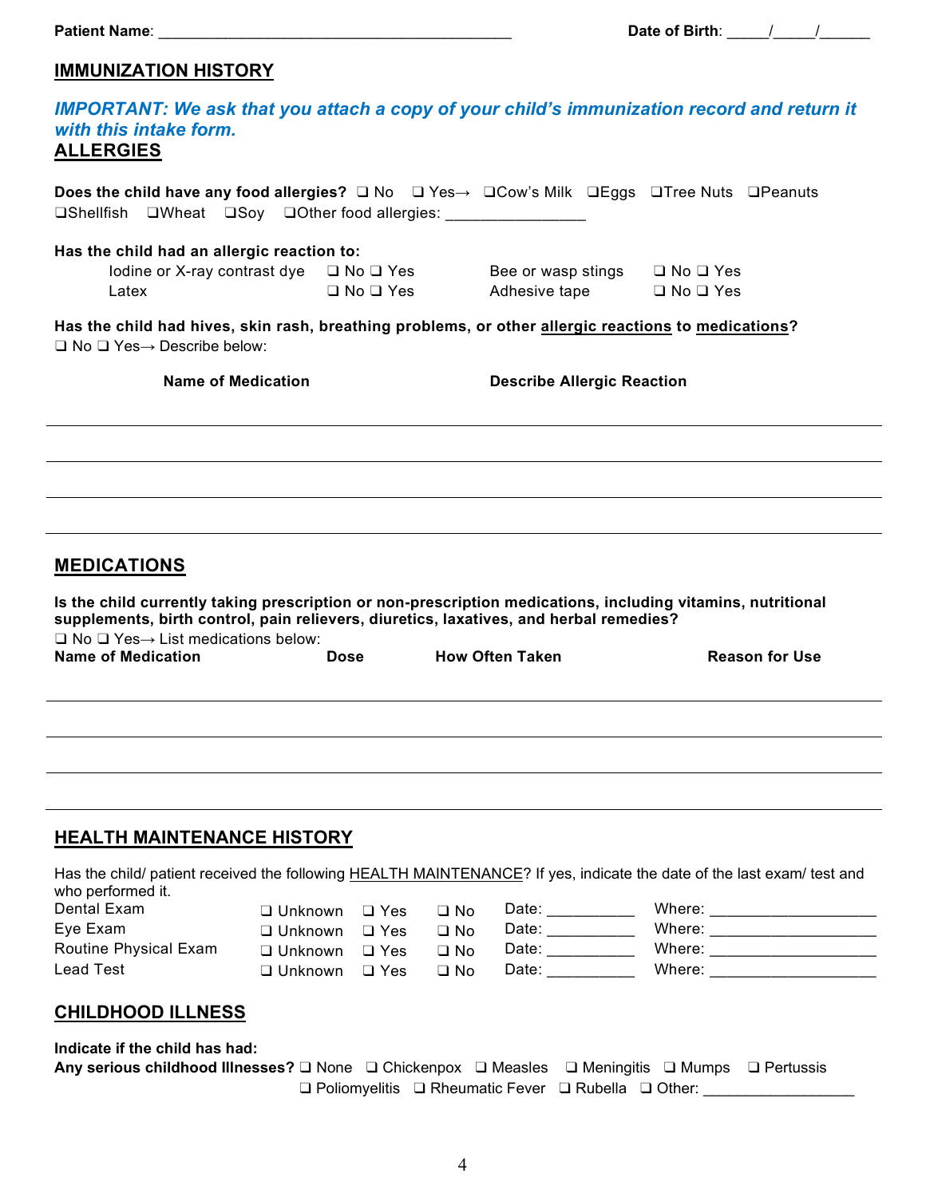**Patient Name**: ___________________________________________ **Date of Birth**: _____/_____/______

## IMMUNIZATION HISTORY

***IMPORTANT: We ask that you attach a copy of your child's immunization record and return it with this intake form.***

## ALLERGIES

**Does the child have any food allergies?** ❑ No ❑ Yes→ ❑Cow's Milk ❑Eggs ❑Tree Nuts ❑Peanuts ❑Shellfish ❑Wheat ❑Soy ❑Other food allergies: ________________

**Has the child had an allergic reaction to:**

| | | | |
|---|---|---|---|
| Iodine or X-ray contrast dye | ❑ No ❑ Yes | Bee or wasp stings | ❑ No ❑ Yes |
| Latex | ❑ No ❑ Yes | Adhesive tape | ❑ No ❑ Yes |

**Has the child had hives, skin rash, breathing problems, or other allergic reactions to medications?**
❑ No ❑ Yes→ Describe below:

| Name of Medication | Describe Allergic Reaction |
|---|---|
| | |
| | |
| | |
| | |

## MEDICATIONS

**Is the child currently taking prescription or non-prescription medications, including vitamins, nutritional supplements, birth control, pain relievers, diuretics, laxatives, and herbal remedies?**
❑ No ❑ Yes→ List medications below:

| Name of Medication | Dose | How Often Taken | Reason for Use |
|---|---|---|---|
| | | | |
| | | | |
| | | | |
| | | | |

## HEALTH MAINTENANCE HISTORY

Has the child/ patient received the following HEALTH MAINTENANCE? If yes, indicate the date of the last exam/ test and who performed it.

| | | | | | |
|---|---|---|---|---|---|
| Dental Exam | ❑ Unknown | ❑ Yes | ❑ No | Date: __________ | Where: ___________________ |
| Eye Exam | ❑ Unknown | ❑ Yes | ❑ No | Date: __________ | Where: ___________________ |
| Routine Physical Exam | ❑ Unknown | ❑ Yes | ❑ No | Date: __________ | Where: ___________________ |
| Lead Test | ❑ Unknown | ❑ Yes | ❑ No | Date: __________ | Where: ___________________ |

## CHILDHOOD ILLNESS

**Indicate if the child has had:**
**Any serious childhood Illnesses?** ❑ None ❑ Chickenpox ❑ Measles ❑ Meningitis ❑ Mumps ❑ Pertussis ❑ Poliomyelitis ❑ Rheumatic Fever ❑ Rubella ❑ Other: _________________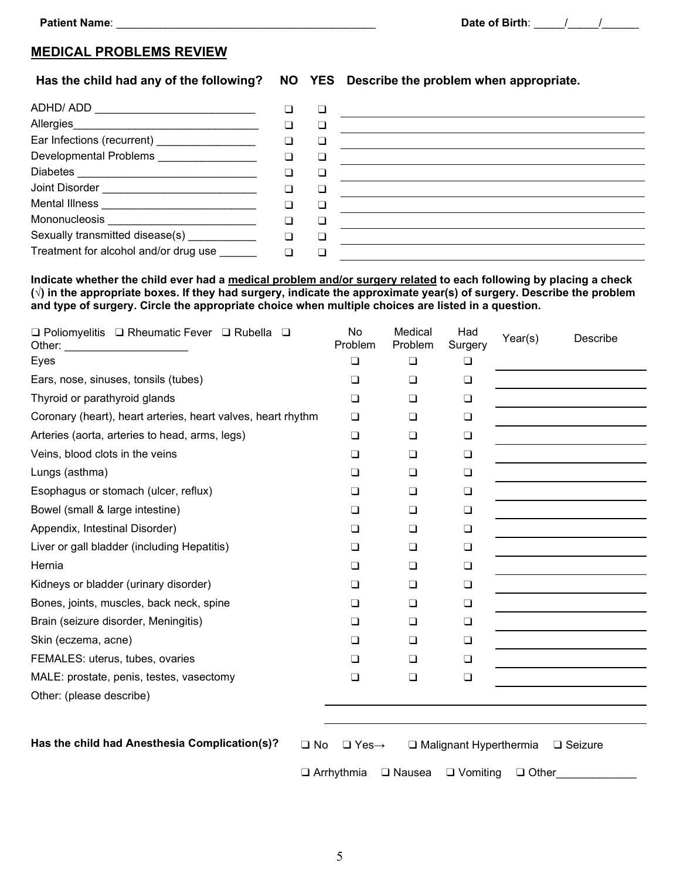**Patient Name**: ________________________________________ **Date of Birth**: _____/_____/______

## MEDICAL PROBLEMS REVIEW

| Has the child had any of the following? | NO | YES | Describe the problem when appropriate. |
|---|---|---|---|
| ADHD/ ADD ________________________ | ❑ | ❑ | |
| Allergies______________________________ | ❑ | ❑ | |
| Ear Infections (recurrent) ________________ | ❑ | ❑ | |
| Developmental Problems ________________ | ❑ | ❑ | |
| Diabetes _____________________________ | ❑ | ❑ | |
| Joint Disorder _________________________ | ❑ | ❑ | |
| Mental Illness _________________________ | ❑ | ❑ | |
| Mononucleosis ________________________ | ❑ | ❑ | |
| Sexually transmitted disease(s) ___________ | ❑ | ❑ | |
| Treatment for alcohol and/or drug use ______ | ❑ | ❑ | |

**Indicate whether the child ever had a <u>medical problem and/or surgery related</u> to each following by placing a check (√) in the appropriate boxes. If they had surgery, indicate the approximate year(s) of surgery. Describe the problem and type of surgery. Circle the appropriate choice when multiple choices are listed in a question.**

| ❑ Poliomyelitis ❑ Rheumatic Fever ❑ Rubella ❑ Other: ____________________ | No Problem | Medical Problem | Had Surgery | Year(s) | Describe |
|---|---|---|---|---|---|
| Eyes | ❑ | ❑ | ❑ | | |
| Ears, nose, sinuses, tonsils (tubes) | ❑ | ❑ | ❑ | | |
| Thyroid or parathyroid glands | ❑ | ❑ | ❑ | | |
| Coronary (heart), heart arteries, heart valves, heart rhythm | ❑ | ❑ | ❑ | | |
| Arteries (aorta, arteries to head, arms, legs) | ❑ | ❑ | ❑ | | |
| Veins, blood clots in the veins | ❑ | ❑ | ❑ | | |
| Lungs (asthma) | ❑ | ❑ | ❑ | | |
| Esophagus or stomach (ulcer, reflux) | ❑ | ❑ | ❑ | | |
| Bowel (small & large intestine) | ❑ | ❑ | ❑ | | |
| Appendix, Intestinal Disorder) | ❑ | ❑ | ❑ | | |
| Liver or gall bladder (including Hepatitis) | ❑ | ❑ | ❑ | | |
| Hernia | ❑ | ❑ | ❑ | | |
| Kidneys or bladder (urinary disorder) | ❑ | ❑ | ❑ | | |
| Bones, joints, muscles, back neck, spine | ❑ | ❑ | ❑ | | |
| Brain (seizure disorder, Meningitis) | ❑ | ❑ | ❑ | | |
| Skin (eczema, acne) | ❑ | ❑ | ❑ | | |
| FEMALES: uterus, tubes, ovaries | ❑ | ❑ | ❑ | | |
| MALE: prostate, penis, testes, vasectomy | ❑ | ❑ | ❑ | | |
| Other: (please describe) | | | | | |

**Has the child had Anesthesia Complication(s)?** ❑ No ❑ Yes→ ❑ Malignant Hyperthermia ❑ Seizure

❑ Arrhythmia ❑ Nausea ❑ Vomiting ❑ Other_____________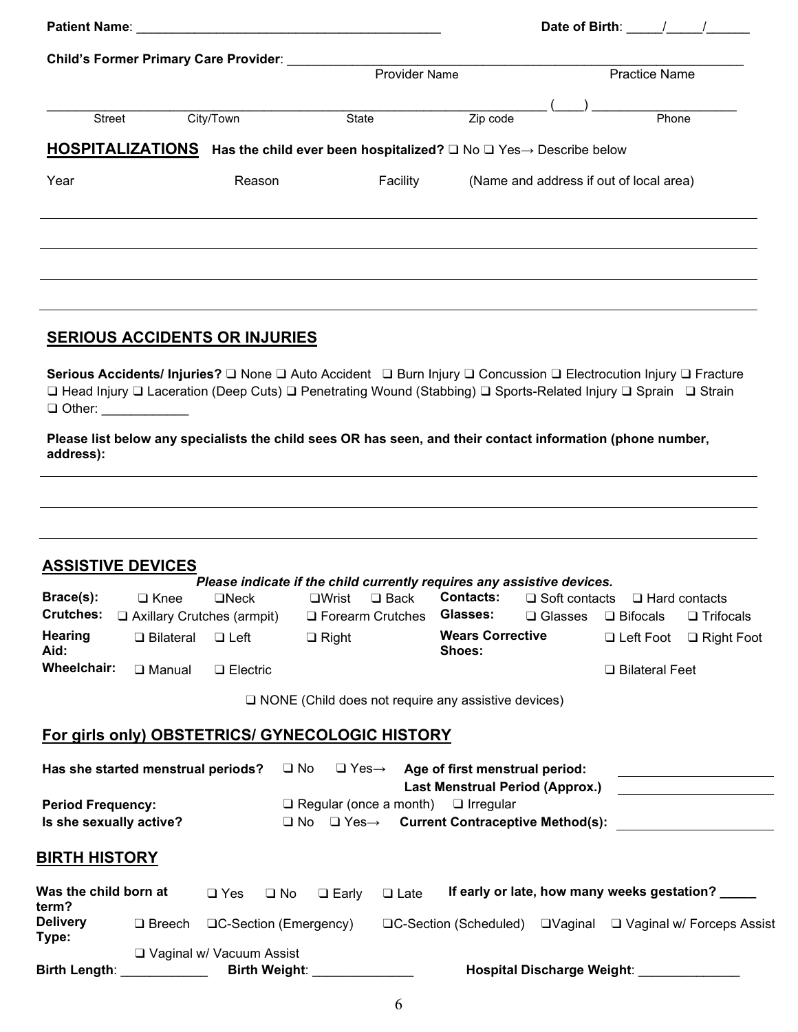**Patient Name**: ___________________________________________ **Date of Birth**: _____/_____/______

**Child's Former Primary Care Provider**: ____________________________________________________________
Provider Name | Practice Name

_______________________________________________________________________ (____) ____________________
Street | City/Town | State | Zip code | Phone

## HOSPITALIZATIONS

**Has the child ever been hospitalized?** ❑ No ❑ Yes→ Describe below

| Year | Reason | Facility | (Name and address if out of local area) |
|---|---|---|---|
| | | | |
| | | | |
| | | | |
| | | | |

## SERIOUS ACCIDENTS OR INJURIES

**Serious Accidents/ Injuries?** ❑ None ❑ Auto Accident ❑ Burn Injury ❑ Concussion ❑ Electrocution Injury ❑ Fracture ❑ Head Injury ❑ Laceration (Deep Cuts) ❑ Penetrating Wound (Stabbing) ❑ Sports-Related Injury ❑ Sprain ❑ Strain ❑ Other: ____________

**Please list below any specialists the child sees OR has seen, and their contact information (phone number, address):**

_______________________________________________________________________

_______________________________________________________________________

_______________________________________________________________________

## ASSISTIVE DEVICES

***Please indicate if the child currently requires any assistive devices.***

| | | | | | | | |
|---|---|---|---|---|---|---|---|
| **Brace(s):** | ❑ Knee | ❑ Neck | ❑ Wrist ❑ Back | **Contacts:** | ❑ Soft contacts | ❑ Hard contacts | |
| **Crutches:** | ❑ Axillary Crutches (armpit) | | ❑ Forearm Crutches | **Glasses:** | ❑ Glasses | ❑ Bifocals | ❑ Trifocals |
| **Hearing Aid:** | ❑ Bilateral | ❑ Left | ❑ Right | **Wears Corrective Shoes:** | | ❑ Left Foot | ❑ Right Foot |
| **Wheelchair:** | ❑ Manual | ❑ Electric | | | | ❑ Bilateral Feet | |

❑ NONE (Child does not require any assistive devices)

## For girls only) OBSTETRICS/ GYNECOLOGIC HISTORY

**Has she started menstrual periods?** ❑ No ❑ Yes→ **Age of first menstrual period:** ____________________
**Last Menstrual Period (Approx.)** ____________________

**Period Frequency:** ❑ Regular (once a month) ❑ Irregular

**Is she sexually active?** ❑ No ❑ Yes→ **Current Contraceptive Method(s):** ____________________

## BIRTH HISTORY

**Was the child born at term?** ❑ Yes ❑ No ❑ Early ❑ Late **If early or late, how many weeks gestation?** _____

**Delivery Type:** ❑ Breech ❑ C-Section (Emergency) ❑ C-Section (Scheduled) ❑ Vaginal ❑ Vaginal w/ Forceps Assist ❑ Vaginal w/ Vacuum Assist

**Birth Length**: ____________ **Birth Weight**: ______________ **Hospital Discharge Weight**: ______________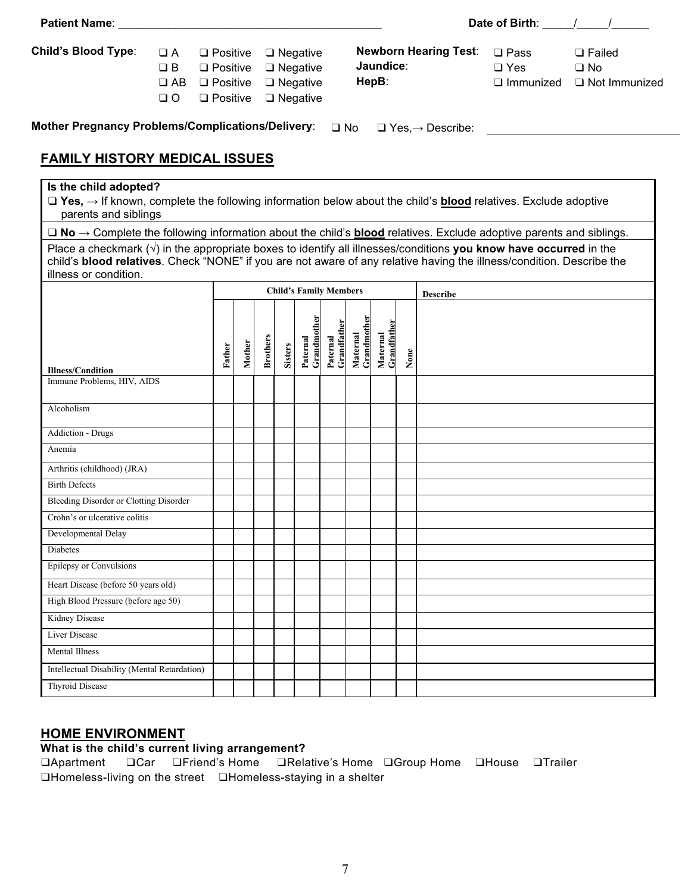**Patient Name**: ___________________________________________ **Date of Birth**: _____/_____/______

**Child's Blood Type**:
- ❑ A ❑ Positive ❑ Negative
- ❑ B ❑ Positive ❑ Negative
- ❑ AB ❑ Positive ❑ Negative
- ❑ O ❑ Positive ❑ Negative

**Newborn Hearing Test**: ❑ Pass ❑ Failed
**Jaundice**: ❑ Yes ❑ No
**HepB**: ❑ Immunized ❑ Not Immunized

**Mother Pregnancy Problems/Complications/Delivery**: ❑ No ❑ Yes,→ Describe: ______________________________

## FAMILY HISTORY MEDICAL ISSUES

**Is the child adopted?**

❑ **Yes,** → If known, complete the following information below about the child's **blood** relatives. Exclude adoptive parents and siblings

❑ **No** → Complete the following information about the child's **blood** relatives. Exclude adoptive parents and siblings.

Place a checkmark (√) in the appropriate boxes to identify all illnesses/conditions **you know have occurred** in the child's **blood relatives**. Check "NONE" if you are not aware of any relative having the illness/condition. Describe the illness or condition.

| | Child's Family Members | | | | | | | | | Describe |
|---|---|---|---|---|---|---|---|---|---|---|
| Illness/Condition | Father | Mother | Brothers | Sisters | Paternal Grandmother | Paternal Grandfather | Maternal Grandmother | Maternal Grandfather | None | |
| Immune Problems, HIV, AIDS | | | | | | | | | | |
| Alcoholism | | | | | | | | | | |
| Addiction - Drugs | | | | | | | | | | |
| Anemia | | | | | | | | | | |
| Arthritis (childhood) (JRA) | | | | | | | | | | |
| Birth Defects | | | | | | | | | | |
| Bleeding Disorder or Clotting Disorder | | | | | | | | | | |
| Crohn's or ulcerative colitis | | | | | | | | | | |
| Developmental Delay | | | | | | | | | | |
| Diabetes | | | | | | | | | | |
| Epilepsy or Convulsions | | | | | | | | | | |
| Heart Disease (before 50 years old) | | | | | | | | | | |
| High Blood Pressure (before age 50) | | | | | | | | | | |
| Kidney Disease | | | | | | | | | | |
| Liver Disease | | | | | | | | | | |
| Mental Illness | | | | | | | | | | |
| Intellectual Disability (Mental Retardation) | | | | | | | | | | |
| Thyroid Disease | | | | | | | | | | |

## HOME ENVIRONMENT

**What is the child's current living arrangement?**

❑Apartment ❑Car ❑Friend's Home ❑Relative's Home ❑Group Home ❑House ❑Trailer
❑Homeless-living on the street ❑Homeless-staying in a shelter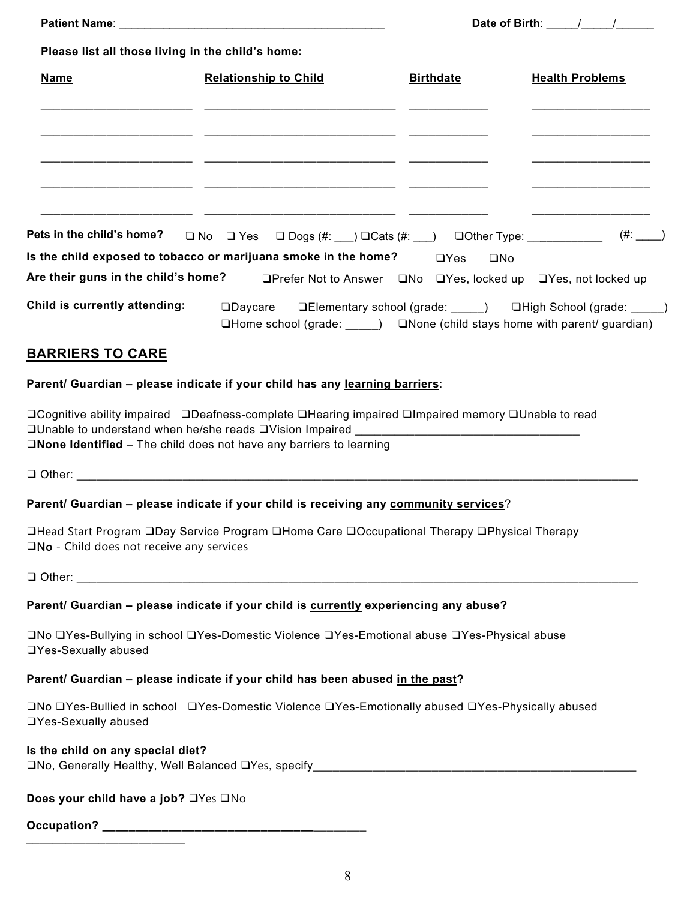**Patient Name**: ___________________________________________ **Date of Birth**: _____/_____/______

**Please list all those living in the child's home:**

| Name | Relationship to Child | Birthdate | Health Problems |
|---|---|---|---|
| | | | |
| | | | |
| | | | |
| | | | |
| | | | |

**Pets in the child's home?** ❑ No ❑ Yes ❑ Dogs (#: ___) ❑Cats (#: ___) ❑Other Type: ____________ (#: ____)

**Is the child exposed to tobacco or marijuana smoke in the home?** ❑Yes ❑No

**Are their guns in the child's home?** ❑Prefer Not to Answer ❑No ❑Yes, locked up ❑Yes, not locked up

**Child is currently attending:** ❑Daycare ❑Elementary school (grade: _____) ❑High School (grade: _____) ❑Home school (grade: _____) ❑None (child stays home with parent/ guardian)

## BARRIERS TO CARE

**Parent/ Guardian – please indicate if your child has any learning barriers**:

❑Cognitive ability impaired ❑Deafness-complete ❑Hearing impaired ❑Impaired memory ❑Unable to read ❑Unable to understand when he/she reads ❑Vision Impaired ___________________________________
❑**None Identified** – The child does not have any barriers to learning

❑ Other: ____________________________________________________________________________________________

**Parent/ Guardian – please indicate if your child is receiving any community services?**

❑Head Start Program ❑Day Service Program ❑Home Care ❑Occupational Therapy ❑Physical Therapy
❑**No** - Child does not receive any services

❑ Other: ____________________________________________________________________________________________

**Parent/ Guardian – please indicate if your child is currently experiencing any abuse?**

❑No ❑Yes-Bullying in school ❑Yes-Domestic Violence ❑Yes-Emotional abuse ❑Yes-Physical abuse ❑Yes-Sexually abused

**Parent/ Guardian – please indicate if your child has been abused in the past?**

❑No ❑Yes-Bullied in school ❑Yes-Domestic Violence ❑Yes-Emotionally abused ❑Yes-Physically abused ❑Yes-Sexually abused

**Is the child on any special diet?**
❑No, Generally Healthy, Well Balanced ❑Yes, specify_____________________________________________________

**Does your child have a job?** ❑Yes ❑No

**Occupation?** ___________________________________________

_________________________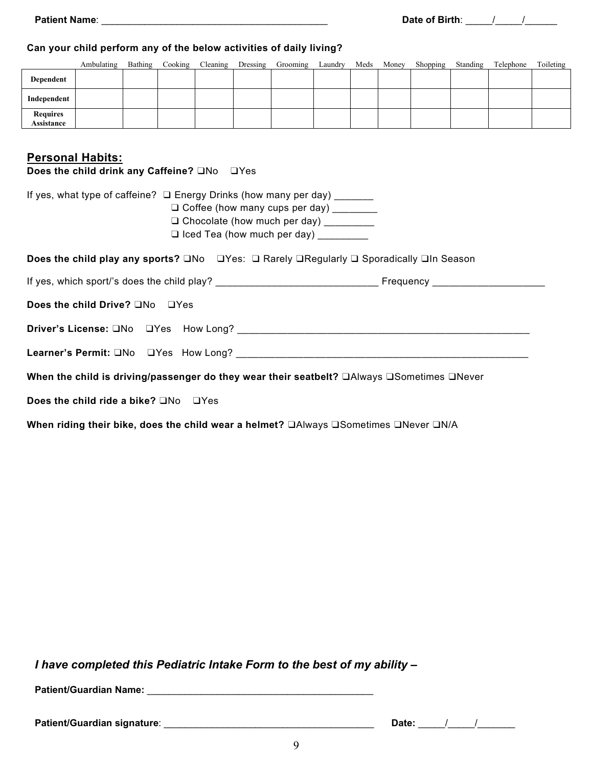**Patient Name**: ___________________________________________ **Date of Birth**: _____/_____/______

**Can your child perform any of the below activities of daily living?**

| | Ambulating | Bathing | Cooking | Cleaning | Dressing | Grooming | Laundry | Meds | Money | Shopping | Standing | Telephone | Toileting |
|---|---|---|---|---|---|---|---|---|---|---|---|---|---|
| **Dependent** | | | | | | | | | | | | | |
| **Independent** | | | | | | | | | | | | | |
| **Requires Assistance** | | | | | | | | | | | | | |

## Personal Habits:

**Does the child drink any Caffeine?** ❑No ❑Yes

If yes, what type of caffeine? ❑ Energy Drinks (how many per day) _______
❑ Coffee (how many cups per day) ________
❑ Chocolate (how much per day) _________
❑ Iced Tea (how much per day) _________

**Does the child play any sports?** ❑No ❑Yes: ❑ Rarely ❑Regularly ❑ Sporadically ❑In Season

If yes, which sport/'s does the child play? _____________________________ Frequency ____________________

**Does the child Drive?** ❑No ❑Yes

**Driver's License:** ❑No ❑Yes How Long? _____________________________________________________

**Learner's Permit:** ❑No ❑Yes How Long? _____________________________________________________

**When the child is driving/passenger do they wear their seatbelt?** ❑Always ❑Sometimes ❑Never

**Does the child ride a bike?** ❑No ❑Yes

**When riding their bike, does the child wear a helmet?** ❑Always ❑Sometimes ❑Never ❑N/A

***I have completed this Pediatric Intake Form to the best of my ability –***

**Patient/Guardian Name:** __________________________________________

**Patient/Guardian signature**: ________________________________________ **Date:** _____/_____/_______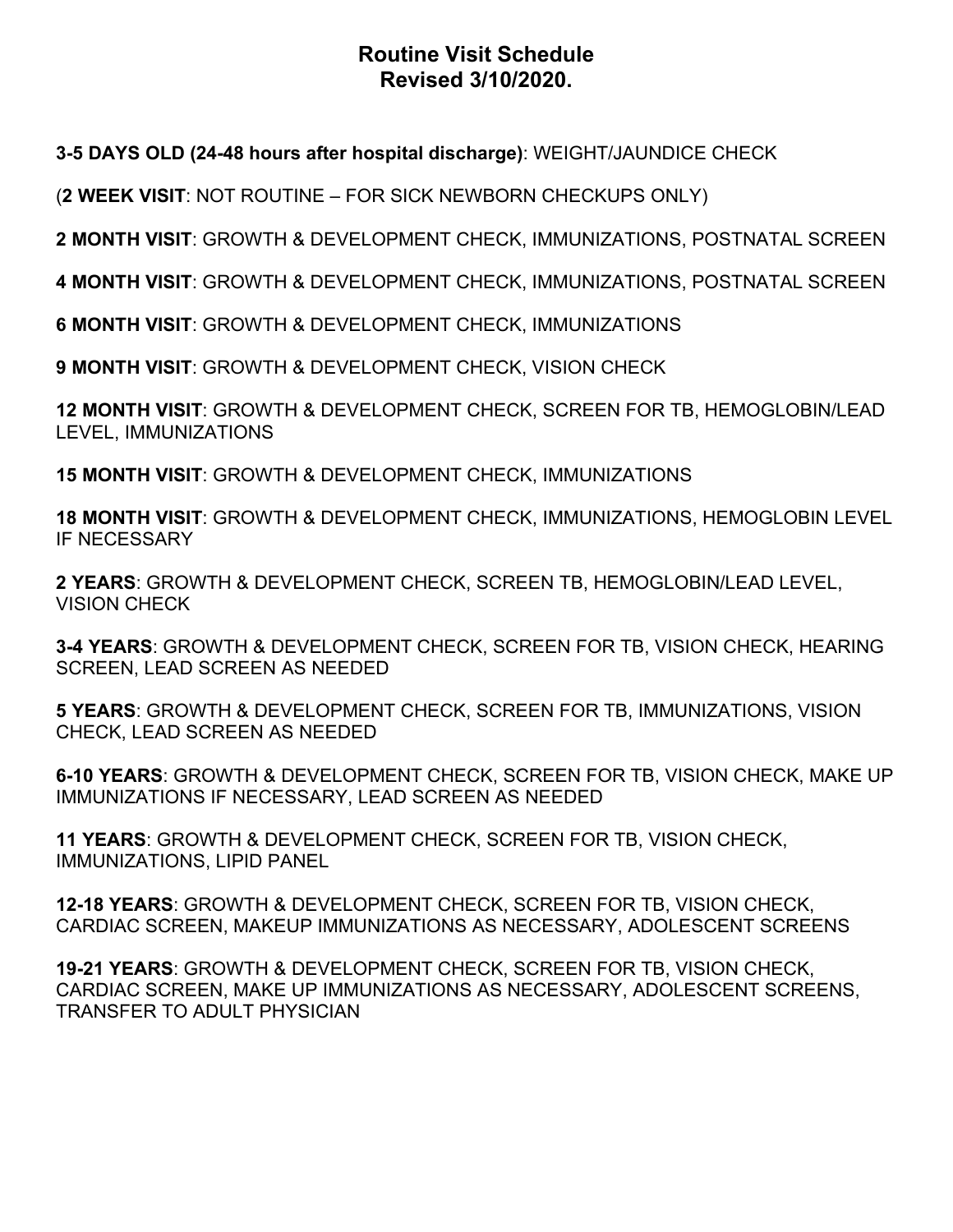# Routine Visit Schedule
# Revised 3/10/2020.

**3-5 DAYS OLD (24-48 hours after hospital discharge)**: WEIGHT/JAUNDICE CHECK

(**2 WEEK VISIT**: NOT ROUTINE – FOR SICK NEWBORN CHECKUPS ONLY)

**2 MONTH VISIT**: GROWTH & DEVELOPMENT CHECK, IMMUNIZATIONS, POSTNATAL SCREEN

**4 MONTH VISIT**: GROWTH & DEVELOPMENT CHECK, IMMUNIZATIONS, POSTNATAL SCREEN

**6 MONTH VISIT**: GROWTH & DEVELOPMENT CHECK, IMMUNIZATIONS

**9 MONTH VISIT**: GROWTH & DEVELOPMENT CHECK, VISION CHECK

**12 MONTH VISIT**: GROWTH & DEVELOPMENT CHECK, SCREEN FOR TB, HEMOGLOBIN/LEAD LEVEL, IMMUNIZATIONS

**15 MONTH VISIT**: GROWTH & DEVELOPMENT CHECK, IMMUNIZATIONS

**18 MONTH VISIT**: GROWTH & DEVELOPMENT CHECK, IMMUNIZATIONS, HEMOGLOBIN LEVEL IF NECESSARY

**2 YEARS**: GROWTH & DEVELOPMENT CHECK, SCREEN TB, HEMOGLOBIN/LEAD LEVEL, VISION CHECK

**3-4 YEARS**: GROWTH & DEVELOPMENT CHECK, SCREEN FOR TB, VISION CHECK, HEARING SCREEN, LEAD SCREEN AS NEEDED

**5 YEARS**: GROWTH & DEVELOPMENT CHECK, SCREEN FOR TB, IMMUNIZATIONS, VISION CHECK, LEAD SCREEN AS NEEDED

**6-10 YEARS**: GROWTH & DEVELOPMENT CHECK, SCREEN FOR TB, VISION CHECK, MAKE UP IMMUNIZATIONS IF NECESSARY, LEAD SCREEN AS NEEDED

**11 YEARS**: GROWTH & DEVELOPMENT CHECK, SCREEN FOR TB, VISION CHECK, IMMUNIZATIONS, LIPID PANEL

**12-18 YEARS**: GROWTH & DEVELOPMENT CHECK, SCREEN FOR TB, VISION CHECK, CARDIAC SCREEN, MAKEUP IMMUNIZATIONS AS NECESSARY, ADOLESCENT SCREENS

**19-21 YEARS**: GROWTH & DEVELOPMENT CHECK, SCREEN FOR TB, VISION CHECK, CARDIAC SCREEN, MAKE UP IMMUNIZATIONS AS NECESSARY, ADOLESCENT SCREENS, TRANSFER TO ADULT PHYSICIAN